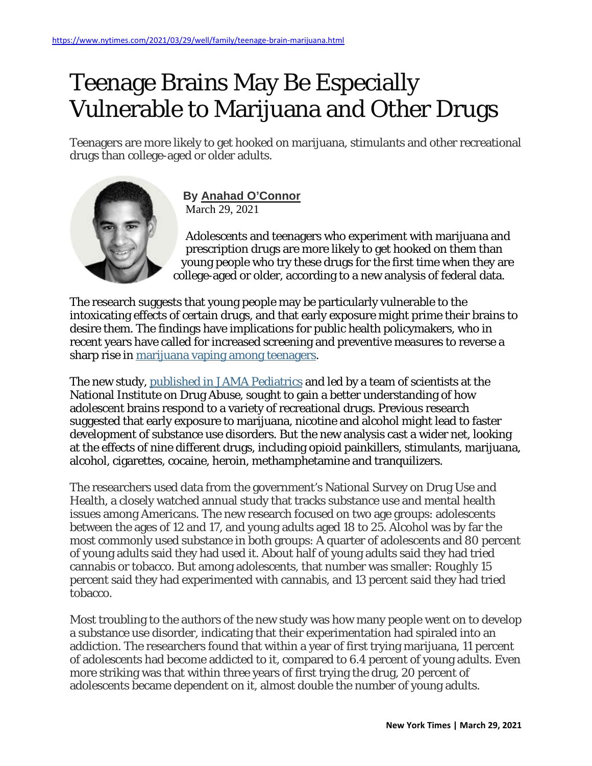https://www.nytimes.com/2021/03/29/well/family/teenage-brain-marijuana.html

# Teenage Brains May Be Especially Vulnerable to Marijuana and Other Drugs

Teenagers are more likely to get hooked on marijuana, stimulants and other recreational drugs than college-aged or older adults.

**By Anahad O'Connor**
March 29, 2021

Adolescents and teenagers who experiment with marijuana and prescription drugs are more likely to get hooked on them than young people who try these drugs for the first time when they are college-aged or older, according to a new analysis of federal data.

The research suggests that young people may be particularly vulnerable to the intoxicating effects of certain drugs, and that early exposure might prime their brains to desire them. The findings have implications for public health policymakers, who in recent years have called for increased screening and preventive measures to reverse a sharp rise in marijuana vaping among teenagers.

The new study, published in JAMA Pediatrics and led by a team of scientists at the National Institute on Drug Abuse, sought to gain a better understanding of how adolescent brains respond to a variety of recreational drugs. Previous research suggested that early exposure to marijuana, nicotine and alcohol might lead to faster development of substance use disorders. But the new analysis cast a wider net, looking at the effects of nine different drugs, including opioid painkillers, stimulants, marijuana, alcohol, cigarettes, cocaine, heroin, methamphetamine and tranquilizers.

The researchers used data from the government's National Survey on Drug Use and Health, a closely watched annual study that tracks substance use and mental health issues among Americans. The new research focused on two age groups: adolescents between the ages of 12 and 17, and young adults aged 18 to 25. Alcohol was by far the most commonly used substance in both groups: A quarter of adolescents and 80 percent of young adults said they had used it. About half of young adults said they had tried cannabis or tobacco. But among adolescents, that number was smaller: Roughly 15 percent said they had experimented with cannabis, and 13 percent said they had tried tobacco.

Most troubling to the authors of the new study was how many people went on to develop a substance use disorder, indicating that their experimentation had spiraled into an addiction. The researchers found that within a year of first trying marijuana, 11 percent of adolescents had become addicted to it, compared to 6.4 percent of young adults. Even more striking was that within three years of first trying the drug, 20 percent of adolescents became dependent on it, almost double the number of young adults.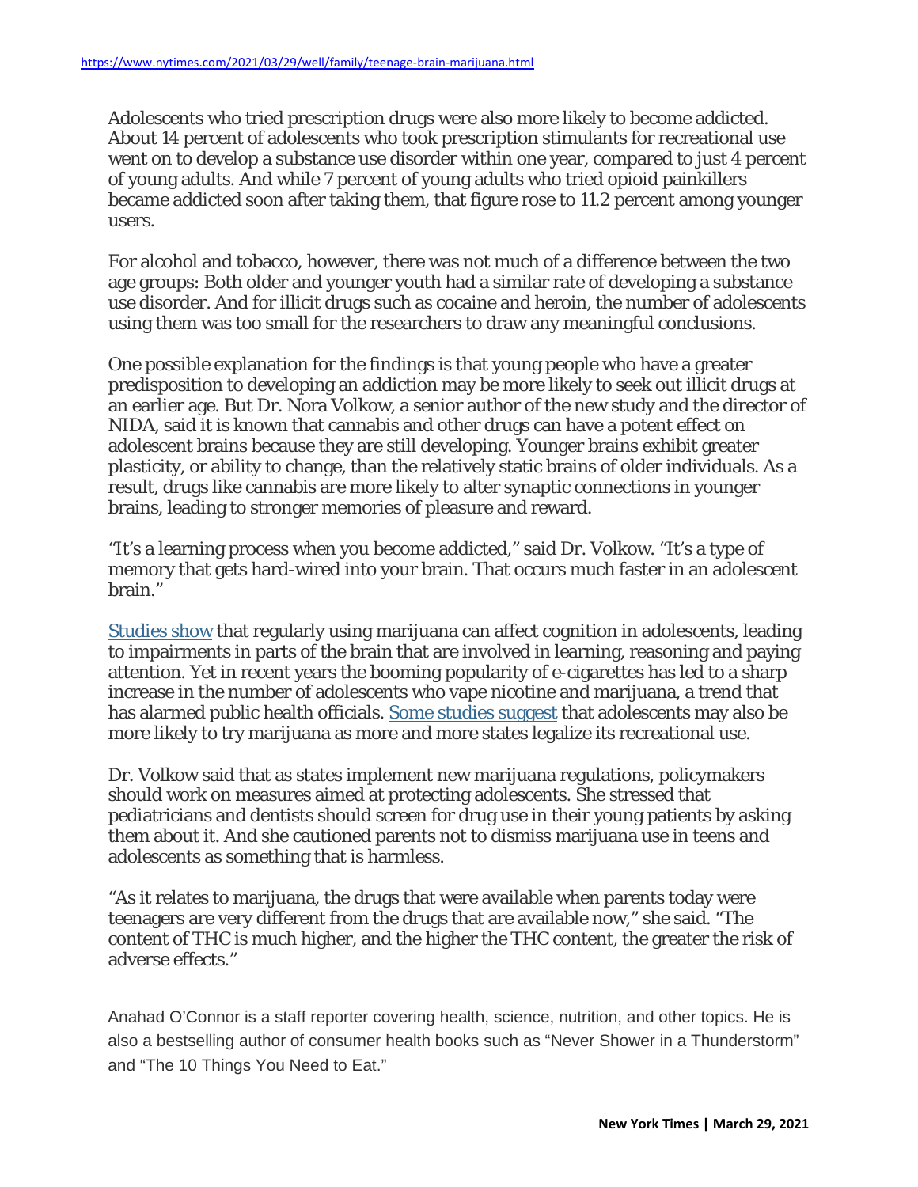https://www.nytimes.com/2021/03/29/well/family/teenage-brain-marijuana.html

Adolescents who tried prescription drugs were also more likely to become addicted. About 14 percent of adolescents who took prescription stimulants for recreational use went on to develop a substance use disorder within one year, compared to just 4 percent of young adults. And while 7 percent of young adults who tried opioid painkillers became addicted soon after taking them, that figure rose to 11.2 percent among younger users.

For alcohol and tobacco, however, there was not much of a difference between the two age groups: Both older and younger youth had a similar rate of developing a substance use disorder. And for illicit drugs such as cocaine and heroin, the number of adolescents using them was too small for the researchers to draw any meaningful conclusions.

One possible explanation for the findings is that young people who have a greater predisposition to developing an addiction may be more likely to seek out illicit drugs at an earlier age. But Dr. Nora Volkow, a senior author of the new study and the director of NIDA, said it is known that cannabis and other drugs can have a potent effect on adolescent brains because they are still developing. Younger brains exhibit greater plasticity, or ability to change, than the relatively static brains of older individuals. As a result, drugs like cannabis are more likely to alter synaptic connections in younger brains, leading to stronger memories of pleasure and reward.

"It's a learning process when you become addicted," said Dr. Volkow. "It's a type of memory that gets hard-wired into your brain. That occurs much faster in an adolescent brain."

Studies show that regularly using marijuana can affect cognition in adolescents, leading to impairments in parts of the brain that are involved in learning, reasoning and paying attention. Yet in recent years the booming popularity of e-cigarettes has led to a sharp increase in the number of adolescents who vape nicotine and marijuana, a trend that has alarmed public health officials. Some studies suggest that adolescents may also be more likely to try marijuana as more and more states legalize its recreational use.

Dr. Volkow said that as states implement new marijuana regulations, policymakers should work on measures aimed at protecting adolescents. She stressed that pediatricians and dentists should screen for drug use in their young patients by asking them about it. And she cautioned parents not to dismiss marijuana use in teens and adolescents as something that is harmless.

"As it relates to marijuana, the drugs that were available when parents today were teenagers are very different from the drugs that are available now," she said. "The content of THC is much higher, and the higher the THC content, the greater the risk of adverse effects."

Anahad O'Connor is a staff reporter covering health, science, nutrition, and other topics. He is also a bestselling author of consumer health books such as "Never Shower in a Thunderstorm" and "The 10 Things You Need to Eat."

**New York Times | March 29, 2021**